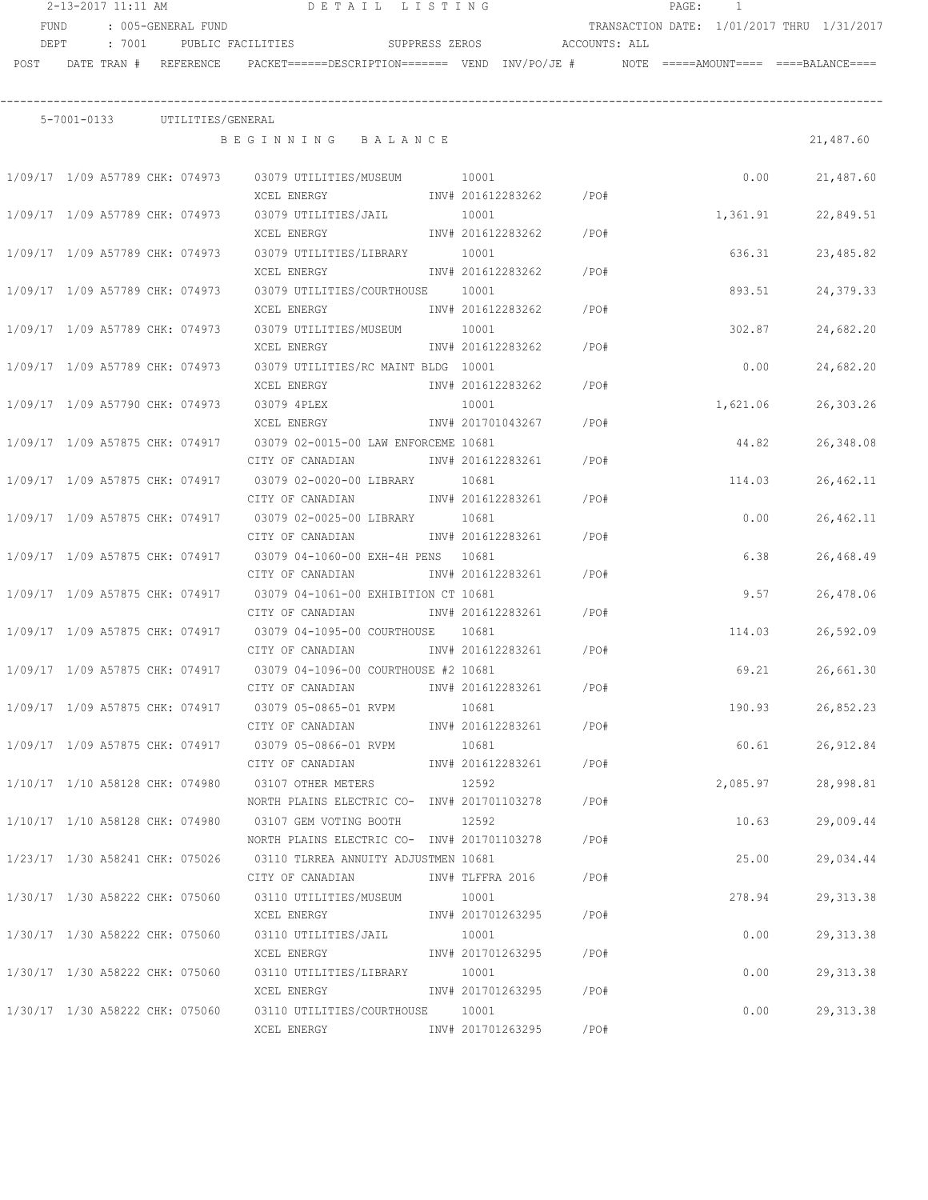2-13-2017 11:11 AM DETAIL LISTING PAGE: 1

FUND : 005-GENERAL FUND TRANSACTION DATE: 1/01/2017 THRU 1/31/2017

DEPT : 7001 PUBLIC FACILITIES SUPPRESS ZEROS ACCOUNTS: ALL

| POST | DATE | TRAN # | REFERENCE | PACKET======DESCRIPTION======= | VEND | INV/PO/JE # | NOTE | =====AMOUNT==== | ====BALANCE==== |
|---|---|---|---|---|---|---|---|---|---|

**5-7001-0133 UTILITIES/GENERAL**

| POST | DATE | TRAN # | REFERENCE | PACKET / DESCRIPTION | VEND | INV/PO/JE # | NOTE | AMOUNT | BALANCE |
|---|---|---|---|---|---|---|---|---|---|
| | | | | BEGINNING BALANCE | | | | | 21,487.60 |
| 1/09/17 | 1/09 | A57789 | CHK: 074973 | 03079 UTILITIES/MUSEUM<br>XCEL ENERGY | 10001 | INV# 201612283262 /PO# | | 0.00 | 21,487.60 |
| 1/09/17 | 1/09 | A57789 | CHK: 074973 | 03079 UTILITIES/JAIL<br>XCEL ENERGY | 10001 | INV# 201612283262 /PO# | | 1,361.91 | 22,849.51 |
| 1/09/17 | 1/09 | A57789 | CHK: 074973 | 03079 UTILITIES/LIBRARY<br>XCEL ENERGY | 10001 | INV# 201612283262 /PO# | | 636.31 | 23,485.82 |
| 1/09/17 | 1/09 | A57789 | CHK: 074973 | 03079 UTILITIES/COURTHOUSE<br>XCEL ENERGY | 10001 | INV# 201612283262 /PO# | | 893.51 | 24,379.33 |
| 1/09/17 | 1/09 | A57789 | CHK: 074973 | 03079 UTILITIES/MUSEUM<br>XCEL ENERGY | 10001 | INV# 201612283262 /PO# | | 302.87 | 24,682.20 |
| 1/09/17 | 1/09 | A57789 | CHK: 074973 | 03079 UTILITIES/RC MAINT BLDG<br>XCEL ENERGY | 10001 | INV# 201612283262 /PO# | | 0.00 | 24,682.20 |
| 1/09/17 | 1/09 | A57790 | CHK: 074973 | 03079 4PLEX<br>XCEL ENERGY | 10001 | INV# 201701043267 /PO# | | 1,621.06 | 26,303.26 |
| 1/09/17 | 1/09 | A57875 | CHK: 074917 | 03079 02-0015-00 LAW ENFORCEME<br>CITY OF CANADIAN | 10681 | INV# 201612283261 /PO# | | 44.82 | 26,348.08 |
| 1/09/17 | 1/09 | A57875 | CHK: 074917 | 03079 02-0020-00 LIBRARY<br>CITY OF CANADIAN | 10681 | INV# 201612283261 /PO# | | 114.03 | 26,462.11 |
| 1/09/17 | 1/09 | A57875 | CHK: 074917 | 03079 02-0025-00 LIBRARY<br>CITY OF CANADIAN | 10681 | INV# 201612283261 /PO# | | 0.00 | 26,462.11 |
| 1/09/17 | 1/09 | A57875 | CHK: 074917 | 03079 04-1060-00 EXH-4H PENS<br>CITY OF CANADIAN | 10681 | INV# 201612283261 /PO# | | 6.38 | 26,468.49 |
| 1/09/17 | 1/09 | A57875 | CHK: 074917 | 03079 04-1061-00 EXHIBITION CT<br>CITY OF CANADIAN | 10681 | INV# 201612283261 /PO# | | 9.57 | 26,478.06 |
| 1/09/17 | 1/09 | A57875 | CHK: 074917 | 03079 04-1095-00 COURTHOUSE<br>CITY OF CANADIAN | 10681 | INV# 201612283261 /PO# | | 114.03 | 26,592.09 |
| 1/09/17 | 1/09 | A57875 | CHK: 074917 | 03079 04-1096-00 COURTHOUSE #2<br>CITY OF CANADIAN | 10681 | INV# 201612283261 /PO# | | 69.21 | 26,661.30 |
| 1/09/17 | 1/09 | A57875 | CHK: 074917 | 03079 05-0865-01 RVPM<br>CITY OF CANADIAN | 10681 | INV# 201612283261 /PO# | | 190.93 | 26,852.23 |
| 1/09/17 | 1/09 | A57875 | CHK: 074917 | 03079 05-0866-01 RVPM<br>CITY OF CANADIAN | 10681 | INV# 201612283261 /PO# | | 60.61 | 26,912.84 |
| 1/10/17 | 1/10 | A58128 | CHK: 074980 | 03107 OTHER METERS<br>NORTH PLAINS ELECTRIC CO- | 12592 | INV# 201701103278 /PO# | | 2,085.97 | 28,998.81 |
| 1/10/17 | 1/10 | A58128 | CHK: 074980 | 03107 GEM VOTING BOOTH<br>NORTH PLAINS ELECTRIC CO- | 12592 | INV# 201701103278 /PO# | | 10.63 | 29,009.44 |
| 1/23/17 | 1/30 | A58241 | CHK: 075026 | 03110 TLRREA ANNUITY ADJUSTMEN<br>CITY OF CANADIAN | 10681 | INV# TLFFRA 2016 /PO# | | 25.00 | 29,034.44 |
| 1/30/17 | 1/30 | A58222 | CHK: 075060 | 03110 UTILITIES/MUSEUM<br>XCEL ENERGY | 10001 | INV# 201701263295 /PO# | | 278.94 | 29,313.38 |
| 1/30/17 | 1/30 | A58222 | CHK: 075060 | 03110 UTILITIES/JAIL<br>XCEL ENERGY | 10001 | INV# 201701263295 /PO# | | 0.00 | 29,313.38 |
| 1/30/17 | 1/30 | A58222 | CHK: 075060 | 03110 UTILITIES/LIBRARY<br>XCEL ENERGY | 10001 | INV# 201701263295 /PO# | | 0.00 | 29,313.38 |
| 1/30/17 | 1/30 | A58222 | CHK: 075060 | 03110 UTILITIES/COURTHOUSE<br>XCEL ENERGY | 10001 | INV# 201701263295 /PO# | | 0.00 | 29,313.38 |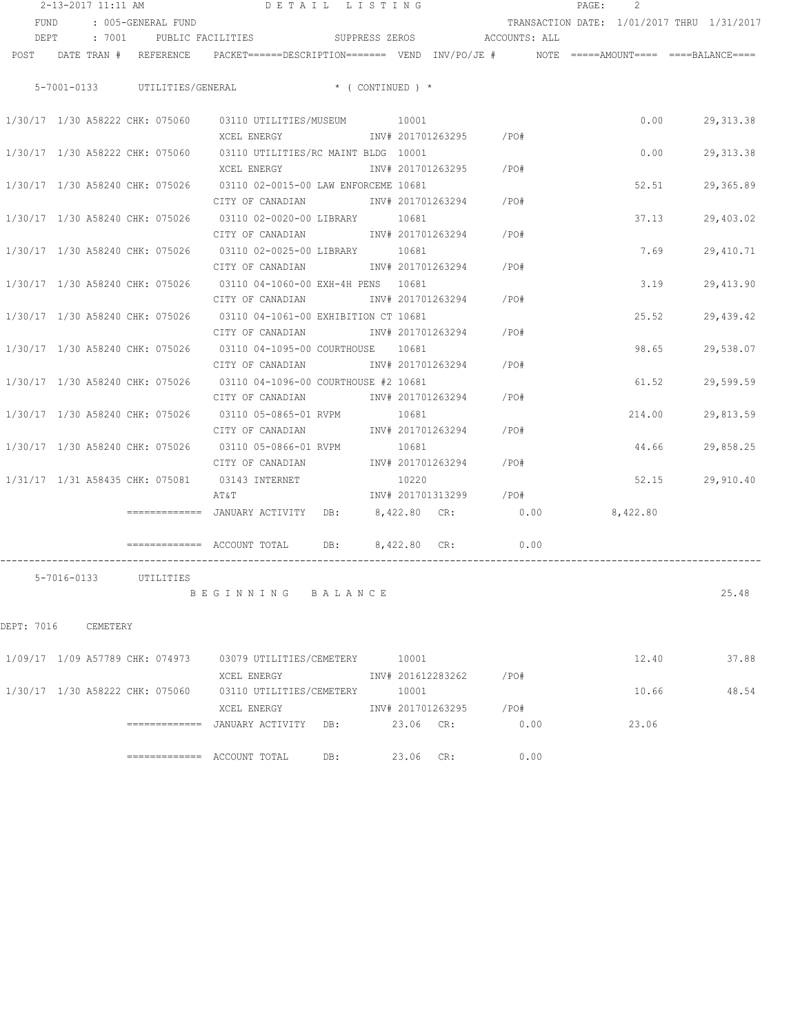2-13-2017 11:11 AM DETAIL LISTING

FUND : 005-GENERAL FUND TRANSACTION DATE: 1/01/2017 THRU 1/31/2017

DEPT : 7001 PUBLIC FACILITIES SUPPRESS ZEROS ACCOUNTS: ALL

| POST | DATE | TRAN # | REFERENCE | PACKET | DESCRIPTION | VEND | INV/PO/JE # | NOTE | AMOUNT | BALANCE |
|---|---|---|---|---|---|---|---|---|---|---|
| | | | | | **5-7001-0133 UTILITIES/GENERAL * ( CONTINUED ) *** | | | | | |
| 1/30/17 | 1/30 | A58222 | CHK: 075060 | 03110 | UTILITIES/MUSEUM<br>XCEL ENERGY | 10001 | INV# 201701263295 /PO# | | 0.00 | 29,313.38 |
| 1/30/17 | 1/30 | A58222 | CHK: 075060 | 03110 | UTILITIES/RC MAINT BLDG<br>XCEL ENERGY | 10001 | INV# 201701263295 /PO# | | 0.00 | 29,313.38 |
| 1/30/17 | 1/30 | A58240 | CHK: 075026 | 03110 | 02-0015-00 LAW ENFORCEME<br>CITY OF CANADIAN | 10681 | INV# 201701263294 /PO# | | 52.51 | 29,365.89 |
| 1/30/17 | 1/30 | A58240 | CHK: 075026 | 03110 | 02-0020-00 LIBRARY<br>CITY OF CANADIAN | 10681 | INV# 201701263294 /PO# | | 37.13 | 29,403.02 |
| 1/30/17 | 1/30 | A58240 | CHK: 075026 | 03110 | 02-0025-00 LIBRARY<br>CITY OF CANADIAN | 10681 | INV# 201701263294 /PO# | | 7.69 | 29,410.71 |
| 1/30/17 | 1/30 | A58240 | CHK: 075026 | 03110 | 04-1060-00 EXH-4H PENS<br>CITY OF CANADIAN | 10681 | INV# 201701263294 /PO# | | 3.19 | 29,413.90 |
| 1/30/17 | 1/30 | A58240 | CHK: 075026 | 03110 | 04-1061-00 EXHIBITION CT<br>CITY OF CANADIAN | 10681 | INV# 201701263294 /PO# | | 25.52 | 29,439.42 |
| 1/30/17 | 1/30 | A58240 | CHK: 075026 | 03110 | 04-1095-00 COURTHOUSE<br>CITY OF CANADIAN | 10681 | INV# 201701263294 /PO# | | 98.65 | 29,538.07 |
| 1/30/17 | 1/30 | A58240 | CHK: 075026 | 03110 | 04-1096-00 COURTHOUSE #2<br>CITY OF CANADIAN | 10681 | INV# 201701263294 /PO# | | 61.52 | 29,599.59 |
| 1/30/17 | 1/30 | A58240 | CHK: 075026 | 03110 | 05-0865-01 RVPM<br>CITY OF CANADIAN | 10681 | INV# 201701263294 /PO# | | 214.00 | 29,813.59 |
| 1/30/17 | 1/30 | A58240 | CHK: 075026 | 03110 | 05-0866-01 RVPM<br>CITY OF CANADIAN | 10681 | INV# 201701263294 /PO# | | 44.66 | 29,858.25 |
| 1/31/17 | 1/31 | A58435 | CHK: 075081 | 03143 | INTERNET<br>AT&T | 10220 | INV# 201701313299 /PO# | | 52.15 | 29,910.40 |
| | | | ============= | | JANUARY ACTIVITY DB: 8,422.80 CR: 0.00 | | | | 8,422.80 | |
| | | | ============= | | ACCOUNT TOTAL DB: 8,422.80 CR: 0.00 | | | | | |
| | | | | | **5-7016-0133 UTILITIES** | | | | | |
| | | | | | B E G I N N I N G B A L A N C E | | | | | 25.48 |

DEPT: 7016 CEMETERY

| POST | DATE | TRAN # | REFERENCE | PACKET | DESCRIPTION | VEND | INV/PO/JE # | NOTE | AMOUNT | BALANCE |
|---|---|---|---|---|---|---|---|---|---|---|
| 1/09/17 | 1/09 | A57789 | CHK: 074973 | 03079 | UTILITIES/CEMETERY<br>XCEL ENERGY | 10001 | INV# 201612283262 /PO# | | 12.40 | 37.88 |
| 1/30/17 | 1/30 | A58222 | CHK: 075060 | 03110 | UTILITIES/CEMETERY<br>XCEL ENERGY | 10001 | INV# 201701263295 /PO# | | 10.66 | 48.54 |
| | | | ============= | | JANUARY ACTIVITY DB: 23.06 CR: 0.00 | | | | 23.06 | |
| | | | ============= | | ACCOUNT TOTAL DB: 23.06 CR: 0.00 | | | | | |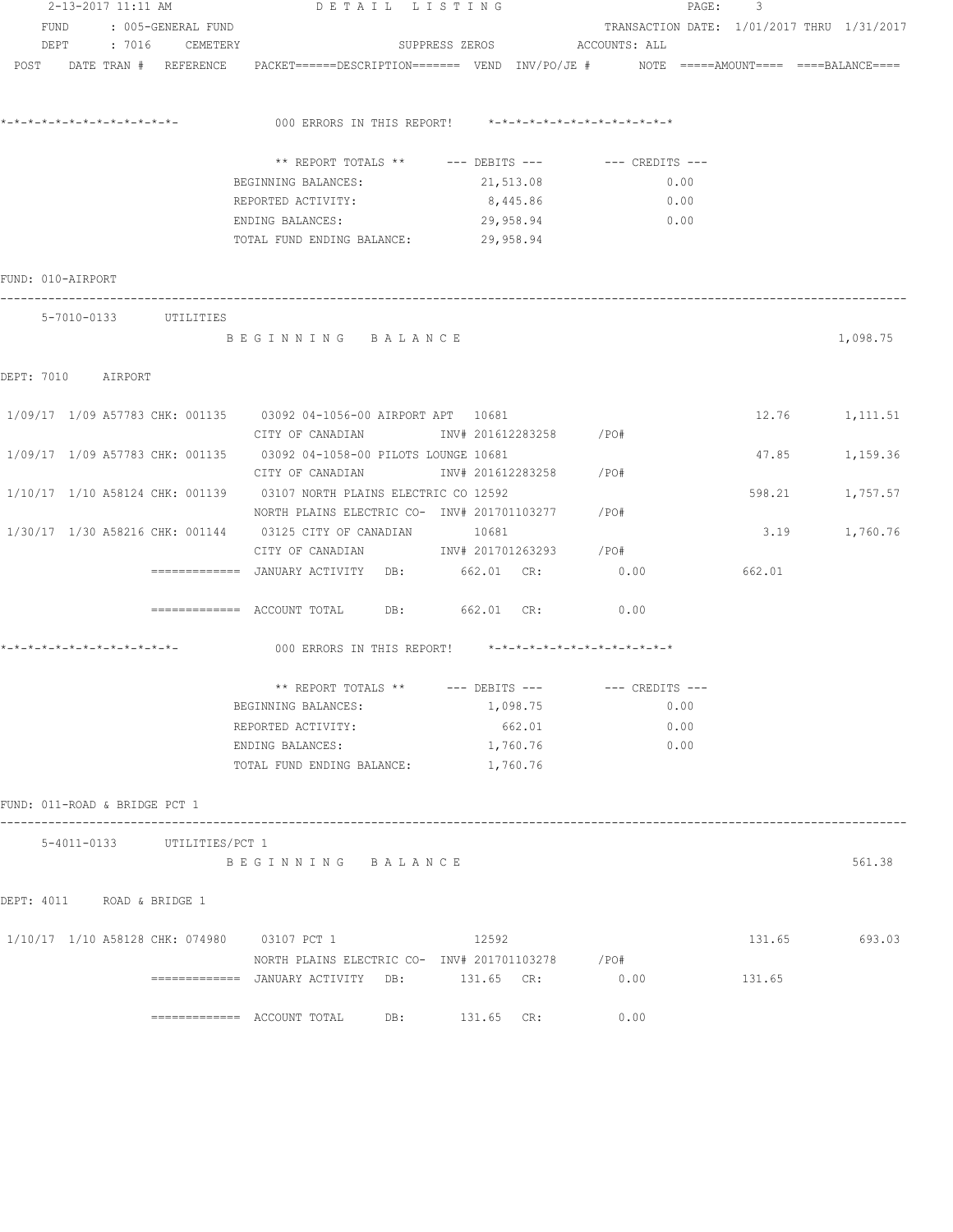2-13-2017 11:11 AM DETAIL LISTING

FUND : 005-GENERAL FUND TRANSACTION DATE: 1/01/2017 THRU 1/31/2017
DEPT : 7016 CEMETERY SUPPRESS ZEROS ACCOUNTS: ALL

POST DATE TRAN # REFERENCE PACKET======DESCRIPTION======= VEND INV/PO/JE # NOTE =====AMOUNT==== ====BALANCE====

*-*-*-*-*-*-*-*-*-*-*-*-*-  000 ERRORS IN THIS REPORT!  *-*-*-*-*-*-*-*-*-*-*-*-*-*

| ** REPORT TOTALS ** | --- DEBITS --- | --- CREDITS --- |
|---|---|---|
| BEGINNING BALANCES: | 21,513.08 | 0.00 |
| REPORTED ACTIVITY: | 8,445.86 | 0.00 |
| ENDING BALANCES: | 29,958.94 | 0.00 |
| TOTAL FUND ENDING BALANCE: | 29,958.94 | |

FUND: 010-AIRPORT

5-7010-0133 UTILITIES

B E G I N N I N G  B A L A N C E  1,098.75

DEPT: 7010 AIRPORT

| POST | DATE | TRAN # | REFERENCE | PACKET / DESCRIPTION | VEND | INV/PO/JE # | AMOUNT | BALANCE |
|---|---|---|---|---|---|---|---|---|
| 1/09/17 | 1/09 | A57783 | CHK: 001135 | 03092 04-1056-00 AIRPORT APT / CITY OF CANADIAN | 10681 | INV# 201612283258 /PO# | 12.76 | 1,111.51 |
| 1/09/17 | 1/09 | A57783 | CHK: 001135 | 03092 04-1058-00 PILOTS LOUNGE / CITY OF CANADIAN | 10681 | INV# 201612283258 /PO# | 47.85 | 1,159.36 |
| 1/10/17 | 1/10 | A58124 | CHK: 001139 | 03107 NORTH PLAINS ELECTRIC CO / NORTH PLAINS ELECTRIC CO- | 12592 | INV# 201701103277 /PO# | 598.21 | 1,757.57 |
| 1/30/17 | 1/30 | A58216 | CHK: 001144 | 03125 CITY OF CANADIAN / CITY OF CANADIAN | 10681 | INV# 201701263293 /PO# | 3.19 | 1,760.76 |

============= JANUARY ACTIVITY DB: 662.01 CR: 0.00 662.01

============= ACCOUNT TOTAL DB: 662.01 CR: 0.00

*-*-*-*-*-*-*-*-*-*-*-*-*-  000 ERRORS IN THIS REPORT!  *-*-*-*-*-*-*-*-*-*-*-*-*-*

| ** REPORT TOTALS ** | --- DEBITS --- | --- CREDITS --- |
|---|---|---|
| BEGINNING BALANCES: | 1,098.75 | 0.00 |
| REPORTED ACTIVITY: | 662.01 | 0.00 |
| ENDING BALANCES: | 1,760.76 | 0.00 |
| TOTAL FUND ENDING BALANCE: | 1,760.76 | |

FUND: 011-ROAD & BRIDGE PCT 1

5-4011-0133 UTILITIES/PCT 1

B E G I N N I N G  B A L A N C E  561.38

DEPT: 4011 ROAD & BRIDGE 1

| POST | DATE | TRAN # | REFERENCE | PACKET / DESCRIPTION | VEND | INV/PO/JE # | AMOUNT | BALANCE |
|---|---|---|---|---|---|---|---|---|
| 1/10/17 | 1/10 | A58128 | CHK: 074980 | 03107 PCT 1 / NORTH PLAINS ELECTRIC CO- | 12592 | INV# 201701103278 /PO# | 131.65 | 693.03 |

============= JANUARY ACTIVITY DB: 131.65 CR: 0.00 131.65

============= ACCOUNT TOTAL DB: 131.65 CR: 0.00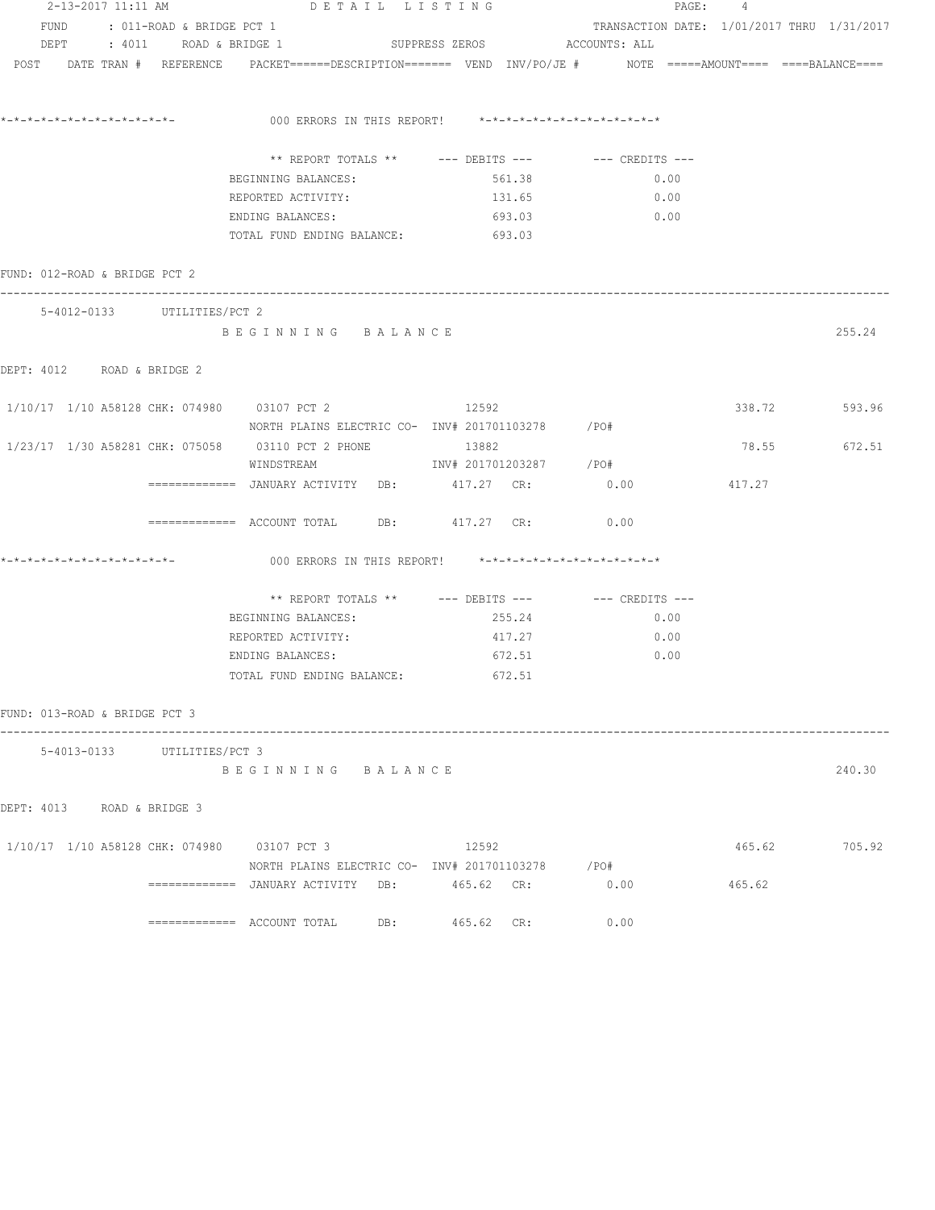2-13-2017 11:11 AM DETAIL LISTING

FUND : 011-ROAD & BRIDGE PCT 1 TRANSACTION DATE: 1/01/2017 THRU 1/31/2017

DEPT : 4011 ROAD & BRIDGE 1 SUPPRESS ZEROS ACCOUNTS: ALL

POST DATE TRAN # REFERENCE PACKET======DESCRIPTION======= VEND INV/PO/JE # NOTE =====AMOUNT==== ====BALANCE====

*-*-*-*-*-*-*-*-*-*-*-*-*-*- 000 ERRORS IN THIS REPORT! *-*-*-*-*-*-*-*-*-*-*-*-*-*

| ** REPORT TOTALS ** | --- DEBITS --- | --- CREDITS --- |
|---|---|---|
| BEGINNING BALANCES: | 561.38 | 0.00 |
| REPORTED ACTIVITY: | 131.65 | 0.00 |
| ENDING BALANCES: | 693.03 | 0.00 |
| TOTAL FUND ENDING BALANCE: | 693.03 | |

FUND: 012-ROAD & BRIDGE PCT 2

5-4012-0133 UTILITIES/PCT 2

B E G I N N I N G B A L A N C E 255.24

DEPT: 4012 ROAD & BRIDGE 2

| POST | DATE | TRAN # | REFERENCE | PACKET / DESCRIPTION | VEND | INV/PO/JE # | AMOUNT | BALANCE |
|---|---|---|---|---|---|---|---|---|
| 1/10/17 | 1/10 | A58128 | CHK: 074980 | 03107 PCT 2 / NORTH PLAINS ELECTRIC CO- | 12592 | INV# 201701103278 /PO# | 338.72 | 593.96 |
| 1/23/17 | 1/30 | A58281 | CHK: 075058 | 03110 PCT 2 PHONE / WINDSTREAM | 13882 | INV# 201701203287 /PO# | 78.55 | 672.51 |

============= JANUARY ACTIVITY DB: 417.27 CR: 0.00 417.27

============= ACCOUNT TOTAL DB: 417.27 CR: 0.00

*-*-*-*-*-*-*-*-*-*-*-*-*-*- 000 ERRORS IN THIS REPORT! *-*-*-*-*-*-*-*-*-*-*-*-*-*

| ** REPORT TOTALS ** | --- DEBITS --- | --- CREDITS --- |
|---|---|---|
| BEGINNING BALANCES: | 255.24 | 0.00 |
| REPORTED ACTIVITY: | 417.27 | 0.00 |
| ENDING BALANCES: | 672.51 | 0.00 |
| TOTAL FUND ENDING BALANCE: | 672.51 | |

FUND: 013-ROAD & BRIDGE PCT 3

5-4013-0133 UTILITIES/PCT 3

B E G I N N I N G B A L A N C E 240.30

DEPT: 4013 ROAD & BRIDGE 3

| POST | DATE | TRAN # | REFERENCE | PACKET / DESCRIPTION | VEND | INV/PO/JE # | AMOUNT | BALANCE |
|---|---|---|---|---|---|---|---|---|
| 1/10/17 | 1/10 | A58128 | CHK: 074980 | 03107 PCT 3 / NORTH PLAINS ELECTRIC CO- | 12592 | INV# 201701103278 /PO# | 465.62 | 705.92 |

============= JANUARY ACTIVITY DB: 465.62 CR: 0.00 465.62

============= ACCOUNT TOTAL DB: 465.62 CR: 0.00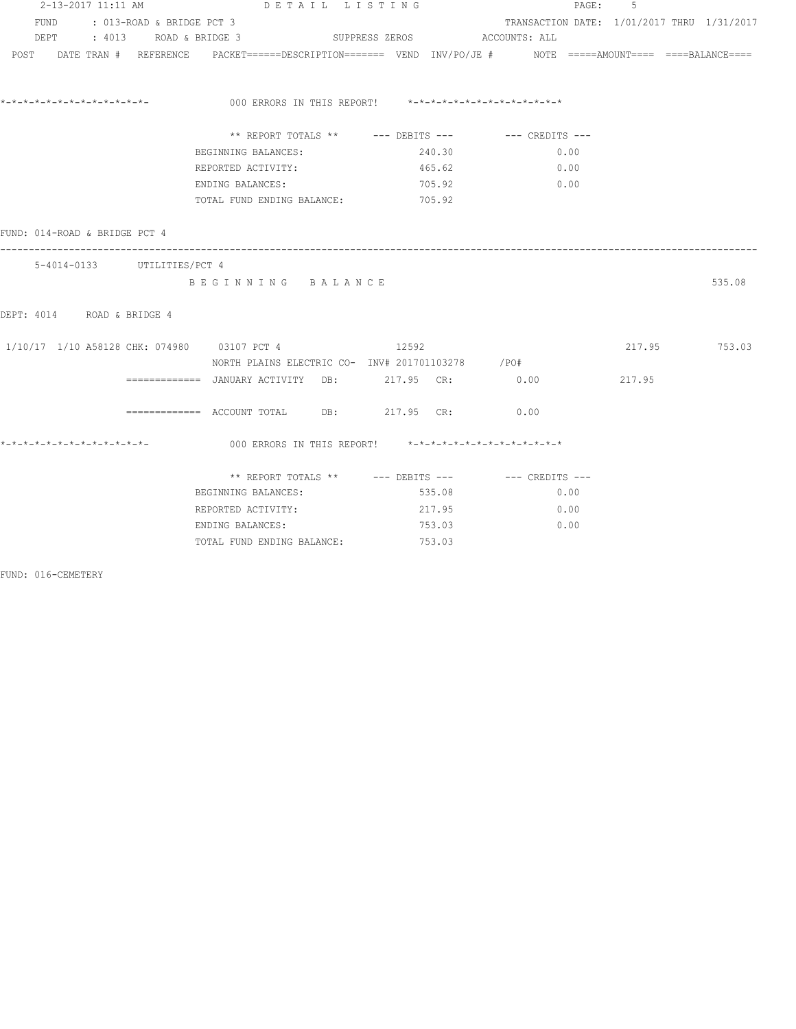FUND : 013-ROAD & BRIDGE PCT 3 TRANSACTION DATE: 1/01/2017 THRU 1/31/2017

DEPT : 4013 ROAD & BRIDGE 3 SUPPRESS ZEROS ACCOUNTS: ALL

POST DATE TRAN # REFERENCE PACKET======DESCRIPTION======= VEND INV/PO/JE # NOTE =====AMOUNT==== ====BALANCE====

*-*-*-*-*-*-*-*-*-*-*-*-*-*- 000 ERRORS IN THIS REPORT! *-*-*-*-*-*-*-*-*-*-*-*-*-*-*

| ** REPORT TOTALS ** | --- DEBITS --- | --- CREDITS --- |
|---|---|---|
| BEGINNING BALANCES: | 240.30 | 0.00 |
| REPORTED ACTIVITY: | 465.62 | 0.00 |
| ENDING BALANCES: | 705.92 | 0.00 |
| TOTAL FUND ENDING BALANCE: | 705.92 | |

FUND: 014-ROAD & BRIDGE PCT 4

5-4014-0133 UTILITIES/PCT 4

B E G I N N I N G B A L A N C E 535.08

DEPT: 4014 ROAD & BRIDGE 4

1/10/17 1/10 A58128 CHK: 074980 03107 PCT 4 12592 217.95 753.03

NORTH PLAINS ELECTRIC CO- INV# 201701103278 /PO#

============= JANUARY ACTIVITY DB: 217.95 CR: 0.00 217.95

============= ACCOUNT TOTAL DB: 217.95 CR: 0.00

*-*-*-*-*-*-*-*-*-*-*-*-*-*- 000 ERRORS IN THIS REPORT! *-*-*-*-*-*-*-*-*-*-*-*-*-*-*

| ** REPORT TOTALS ** | --- DEBITS --- | --- CREDITS --- |
|---|---|---|
| BEGINNING BALANCES: | 535.08 | 0.00 |
| REPORTED ACTIVITY: | 217.95 | 0.00 |
| ENDING BALANCES: | 753.03 | 0.00 |
| TOTAL FUND ENDING BALANCE: | 753.03 | |

FUND: 016-CEMETERY